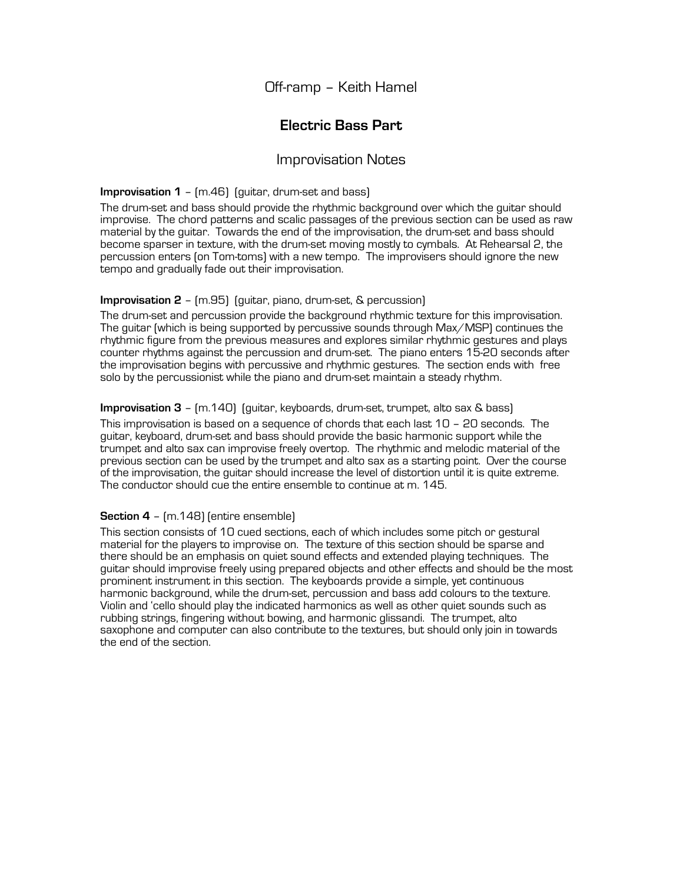# Off-ramp – Keith Hamel

## Electric Bass Part

## Improvisation Notes

**Improvisation 1** – (m.46) (guitar, drum-set and bass)

The drum-set and bass should provide the rhythmic background over which the guitar should improvise. The chord patterns and scalic passages of the previous section can be used as raw material by the guitar. Towards the end of the improvisation, the drum-set and bass should become sparser in texture, with the drum-set moving mostly to cymbals. At Rehearsal 2, the percussion enters (on Tom-toms) with a new tempo. The improvisers should ignore the new tempo and gradually fade out their improvisation.

**Improvisation 2** – (m.95) (guitar, piano, drum-set, & percussion)

The drum-set and percussion provide the background rhythmic texture for this improvisation. The guitar (which is being supported by percussive sounds through Max/MSP) continues the rhythmic figure from the previous measures and explores similar rhythmic gestures and plays counter rhythms against the percussion and drum-set. The piano enters 15-20 seconds after the improvisation begins with percussive and rhythmic gestures. The section ends with free solo by the percussionist while the piano and drum-set maintain a steady rhythm.

**Improvisation 3** – (m.140) (guitar, keyboards, drum-set, trumpet, alto sax & bass)

This improvisation is based on a sequence of chords that each last 10 – 20 seconds. The guitar, keyboard, drum-set and bass should provide the basic harmonic support while the trumpet and alto sax can improvise freely overtop. The rhythmic and melodic material of the previous section can be used by the trumpet and alto sax as a starting point. Over the course of the improvisation, the guitar should increase the level of distortion until it is quite extreme. The conductor should cue the entire ensemble to continue at m. 145.

**Section 4** – (m.148) (entire ensemble)

This section consists of 10 cued sections, each of which includes some pitch or gestural material for the players to improvise on. The texture of this section should be sparse and there should be an emphasis on quiet sound effects and extended playing techniques. The guitar should improvise freely using prepared objects and other effects and should be the most prominent instrument in this section. The keyboards provide a simple, yet continuous harmonic background, while the drum-set, percussion and bass add colours to the texture. Violin and 'cello should play the indicated harmonics as well as other quiet sounds such as rubbing strings, fingering without bowing, and harmonic glissandi. The trumpet, alto saxophone and computer can also contribute to the textures, but should only join in towards the end of the section.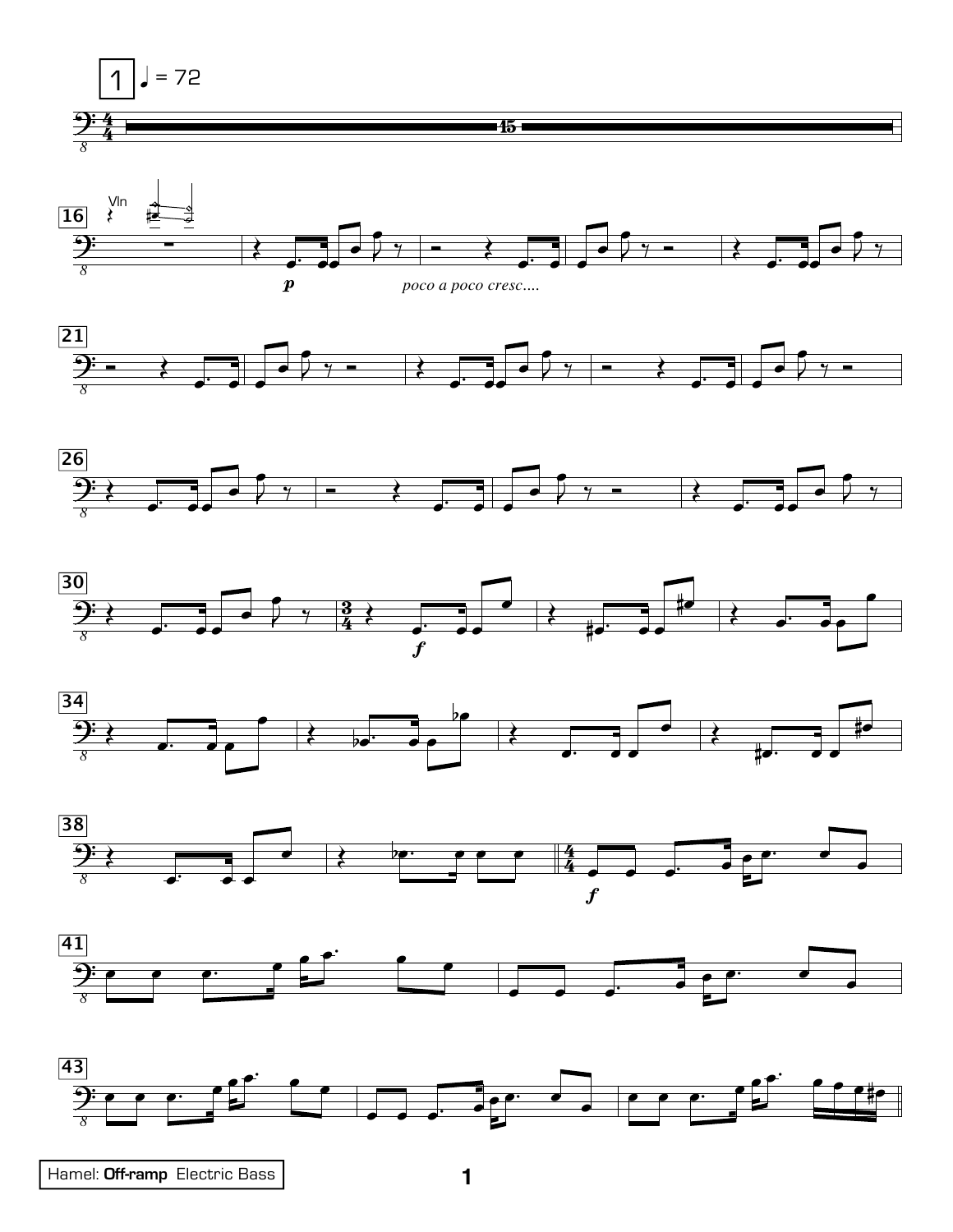1 ♩ = 72

Vln

*p* *poco a poco cresc....*

*f*

*f*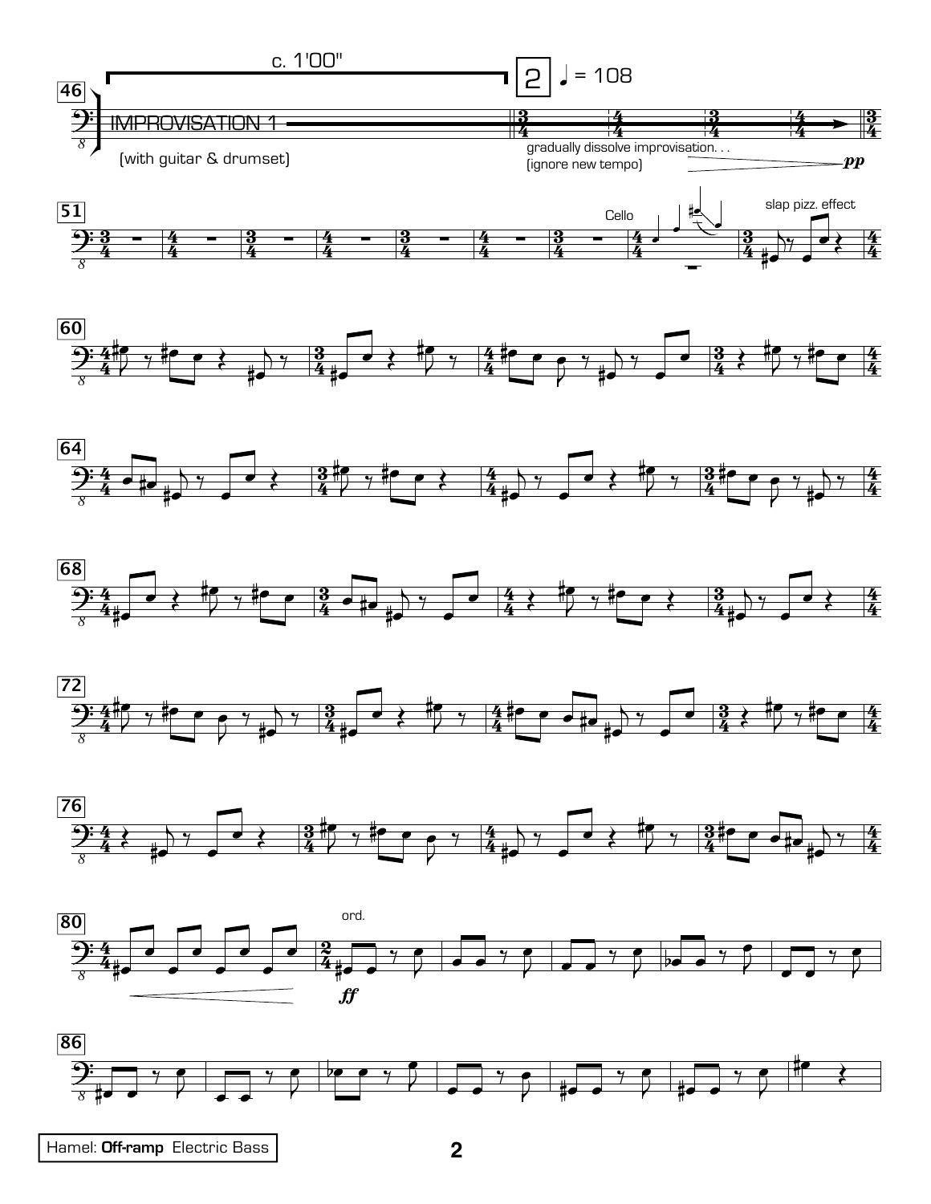c. 1'00"

**2** ♩ = 108

IMPROVISATION 1

(with guitar & drumset)

gradually dissolve improvisation. . .
(ignore new tempo)

*pp*

Cello

slap pizz. effect

ord.

*ff*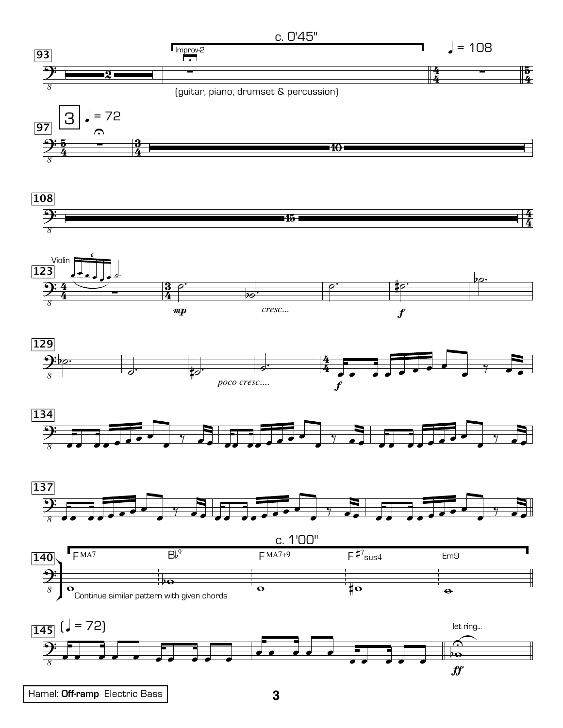93

c. 0'45"

Improv-2

♩ = 108

(guitar, piano, drumset & percussion)

97

3 ♩ = 72

108

123

Violin

*mp* *cresc...* *f*

129

*poco cresc....* *f*

134

137

c. 1'00"

140

F MA7 B♭9 F MA7+9 F♯7sus4 Em9

Continue similar pattern with given chords

145

(♩ = 72)

let ring...

*ff*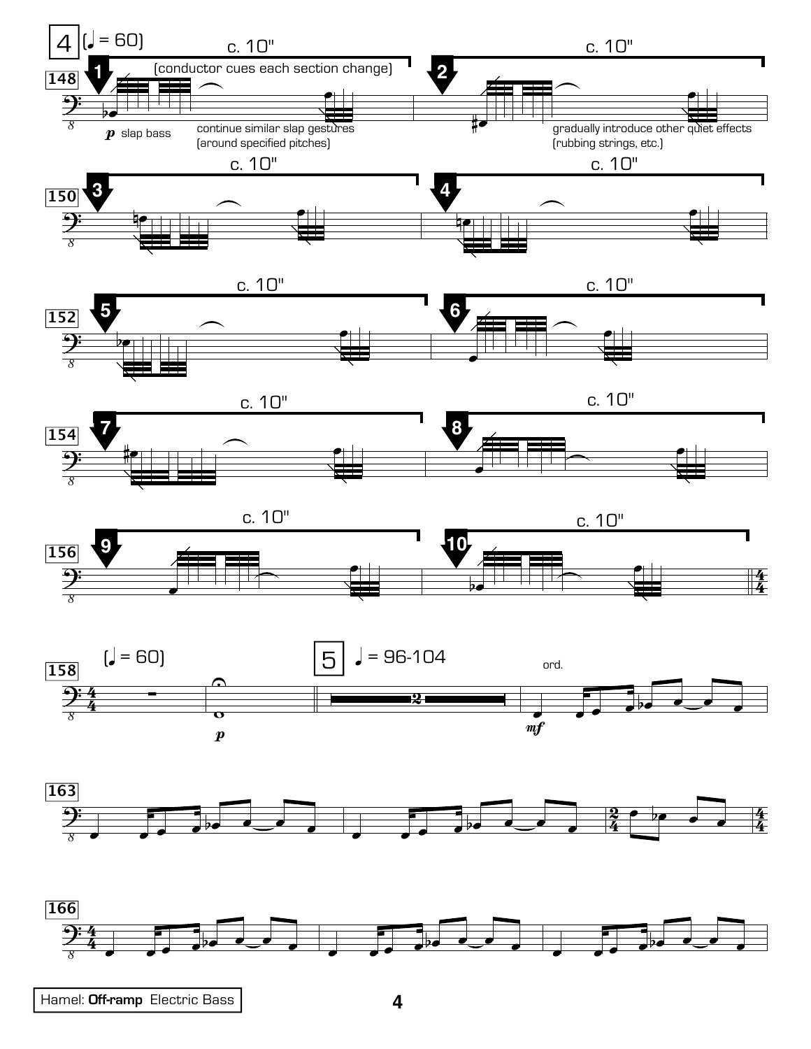4 (♩ = 60)

c. 10"

(conductor cues each section change)

148

1

*p* slap bass

continue similar slap gestures (around specified pitches)

c. 10"

2

gradually introduce other quiet effects (rubbing strings, etc.)

150

3 c. 10"

4 c. 10"

152

5 c. 10"

6 c. 10"

154

7 c. 10"

8 c. 10"

156

9 c. 10"

10 c. 10"

158

(♩ = 60)

*p*

5 ♩ = 96-104

2

ord.

*mf*

163

166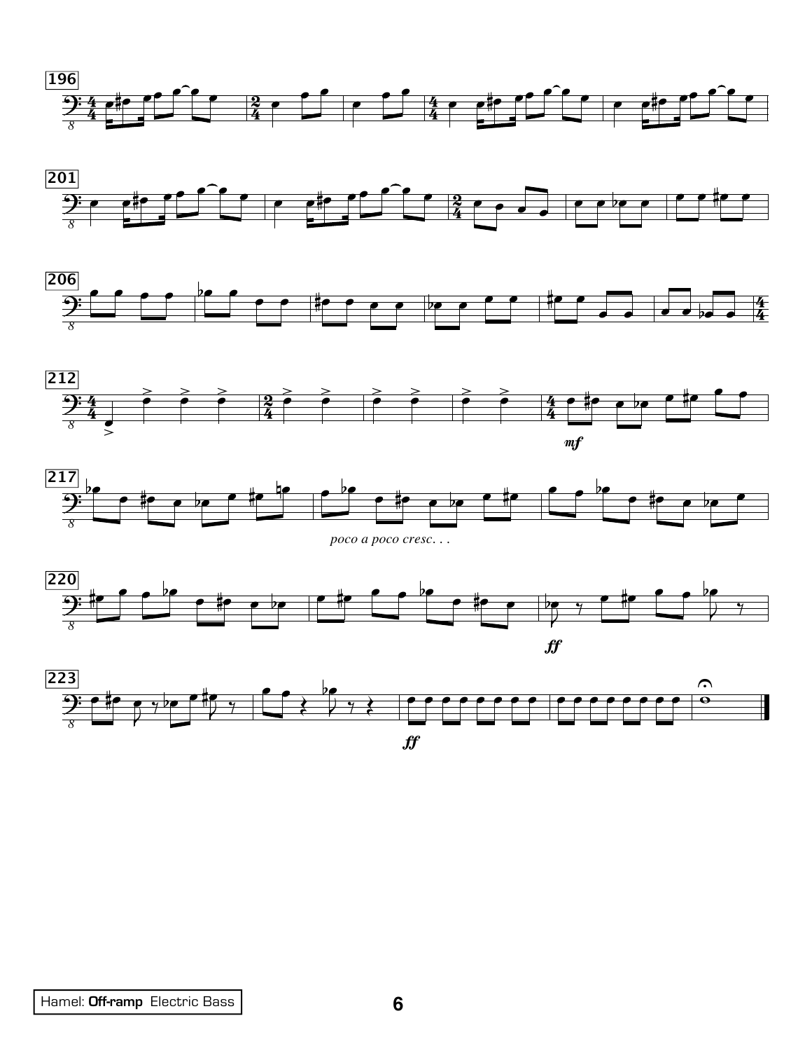196

201

206

212

*mf*

217

*poco a poco cresc. . .*

220

*ff*

223

*ff*